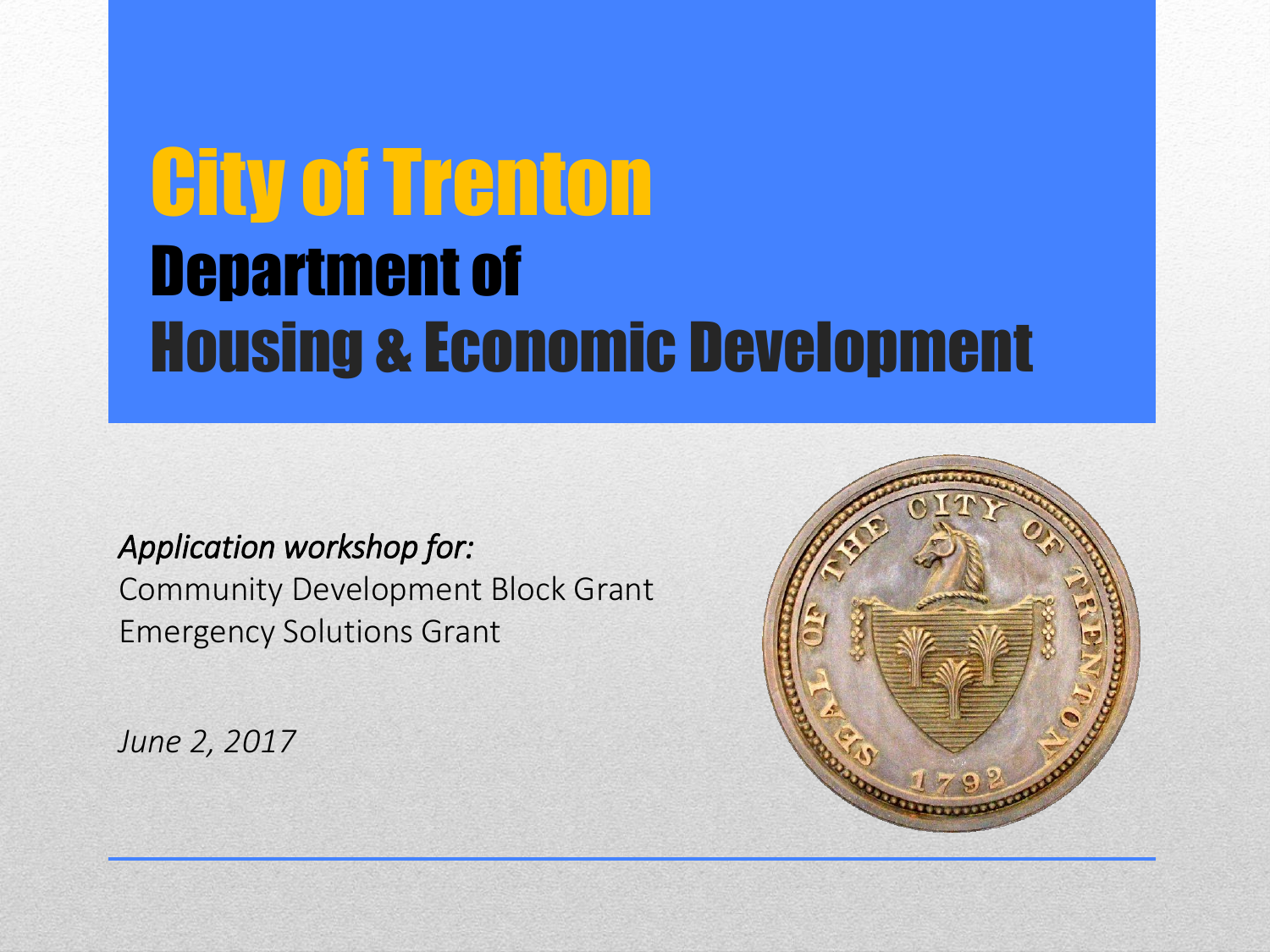# City of Trenton

## Department of Housing & Economic Development

*Application workshop for:*

Community Development Block Grant
Emergency Solutions Grant

*June 2, 2017*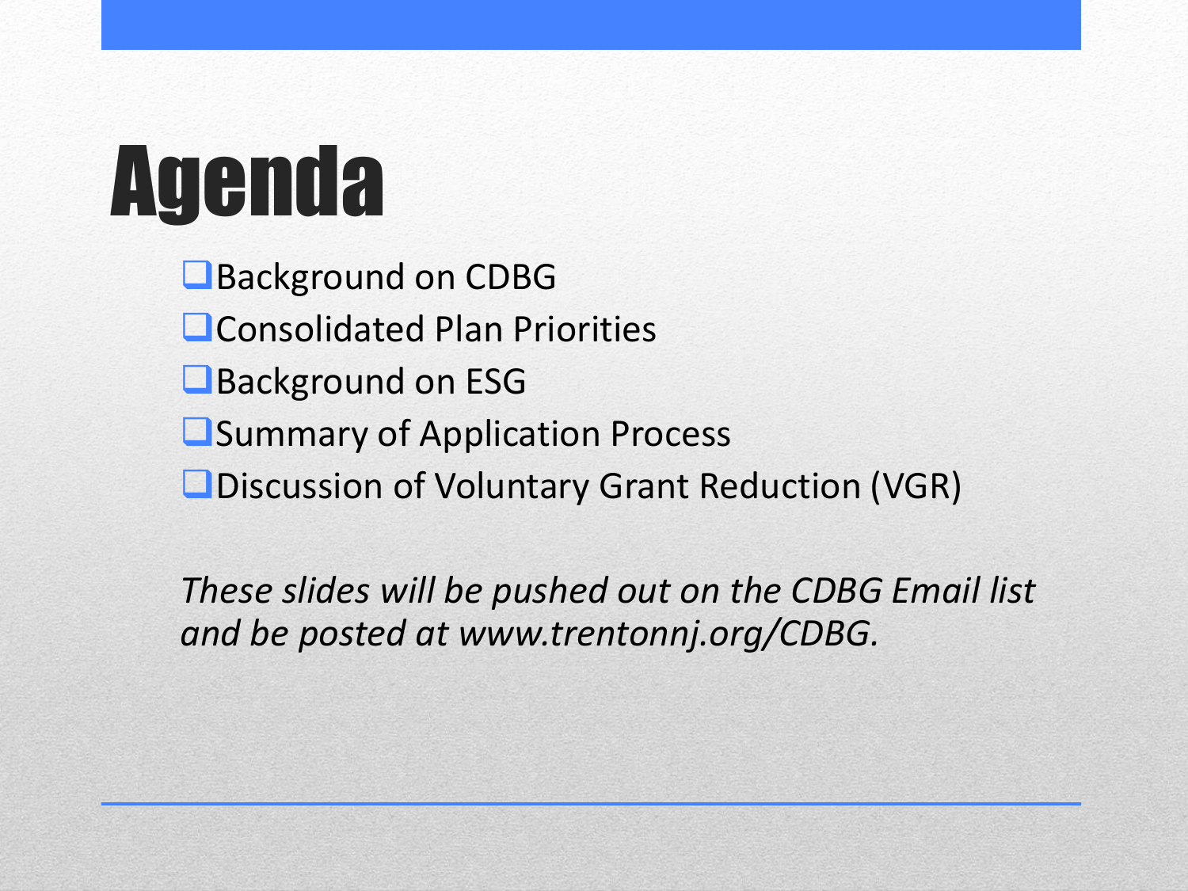# Agenda

- Background on CDBG
- Consolidated Plan Priorities
- Background on ESG
- Summary of Application Process
- Discussion of Voluntary Grant Reduction (VGR)

*These slides will be pushed out on the CDBG Email list and be posted at www.trentonnj.org/CDBG.*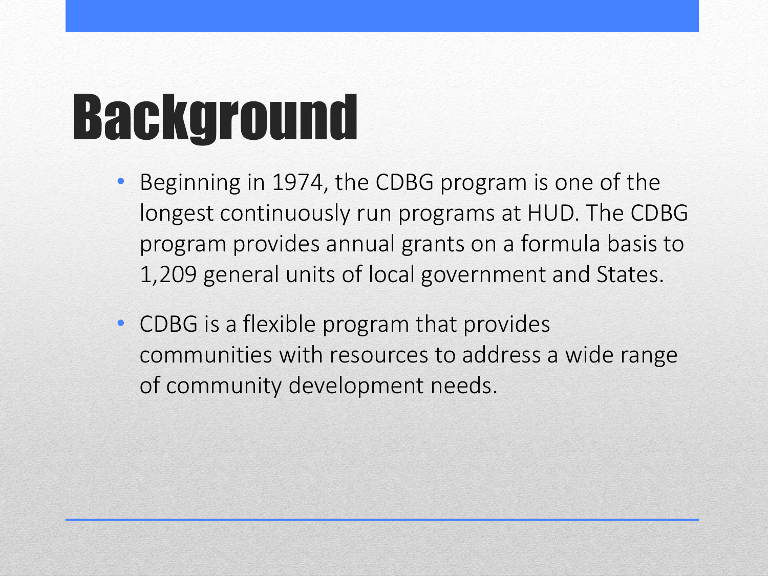# Background

- Beginning in 1974, the CDBG program is one of the longest continuously run programs at HUD. The CDBG program provides annual grants on a formula basis to 1,209 general units of local government and States.
- CDBG is a flexible program that provides communities with resources to address a wide range of community development needs.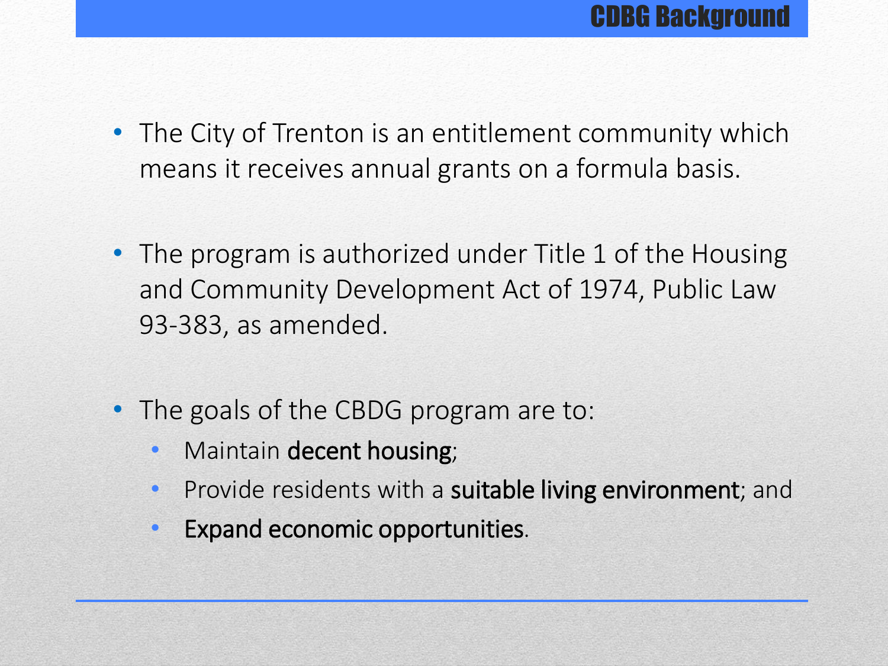## CDBG Background

- The City of Trenton is an entitlement community which means it receives annual grants on a formula basis.
- The program is authorized under Title 1 of the Housing and Community Development Act of 1974, Public Law 93-383, as amended.
- The goals of the CBDG program are to:
  - Maintain **decent housing**;
  - Provide residents with a **suitable living environment**; and
  - **Expand economic opportunities**.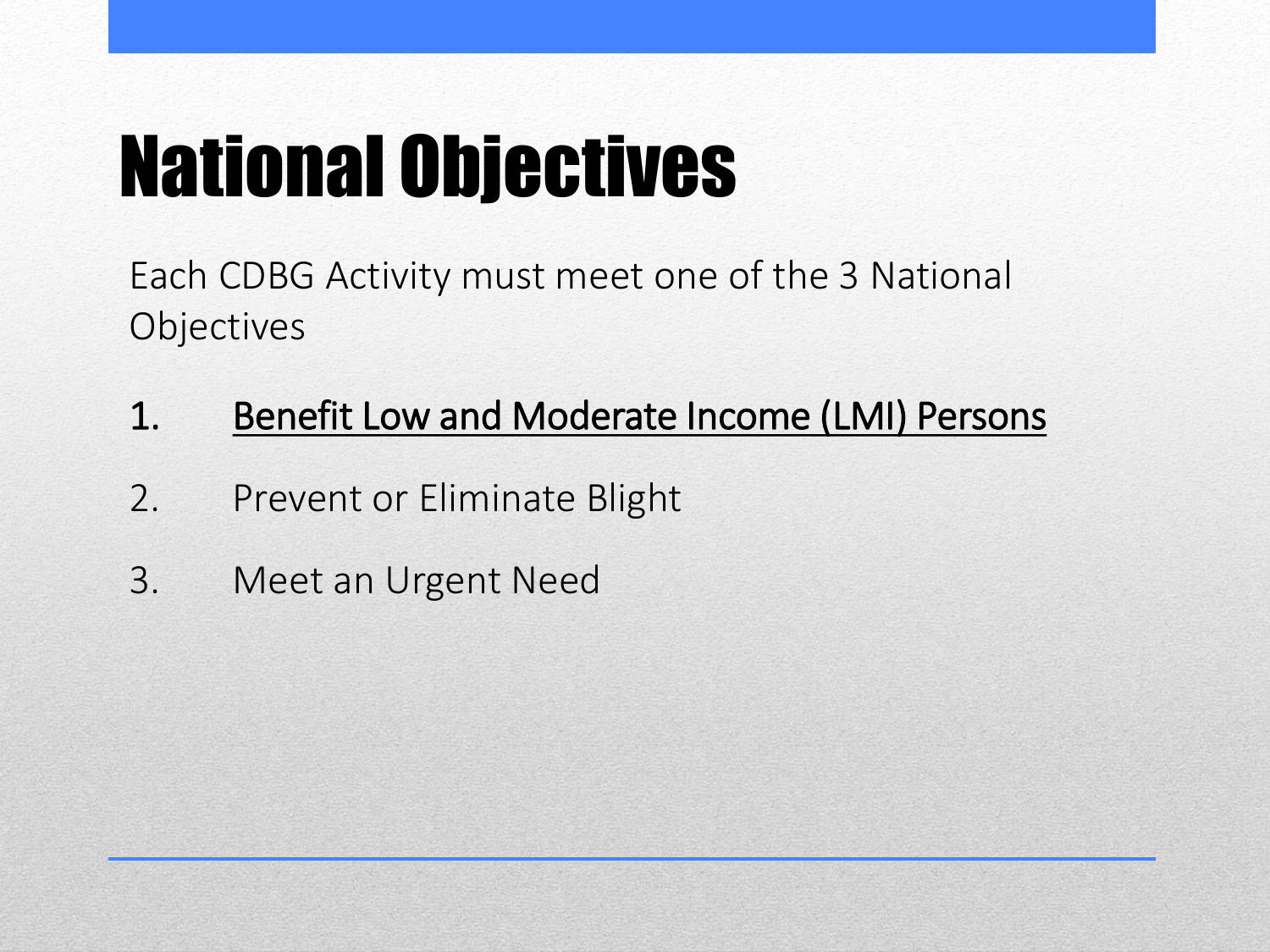# National Objectives

Each CDBG Activity must meet one of the 3 National Objectives

1. <u>Benefit Low and Moderate Income (LMI) Persons</u>
2. Prevent or Eliminate Blight
3. Meet an Urgent Need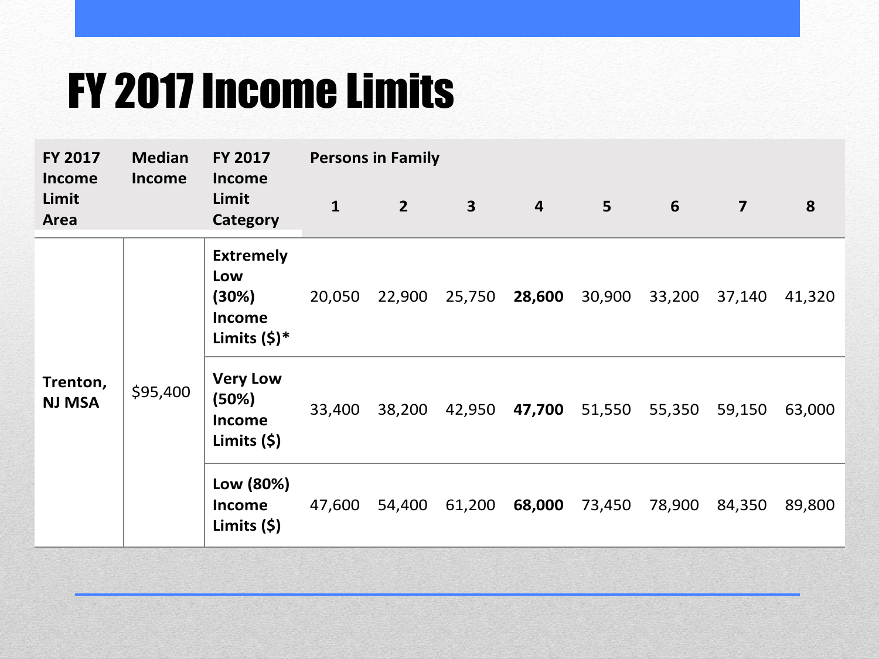# FY 2017 Income Limits

| FY 2017 Income Limit Area | Median Income | FY 2017 Income Limit Category | Persons in Family | | | | | | | |
|---|---|---|---|---|---|---|---|---|---|---|
| | | | 1 | 2 | 3 | 4 | 5 | 6 | 7 | 8 |
| **Trenton, NJ MSA** | $95,400 | **Extremely Low (30%) Income Limits ($)*** | 20,050 | 22,900 | 25,750 | **28,600** | 30,900 | 33,200 | 37,140 | 41,320 |
| | | **Very Low (50%) Income Limits ($)** | 33,400 | 38,200 | 42,950 | **47,700** | 51,550 | 55,350 | 59,150 | 63,000 |
| | | **Low (80%) Income Limits ($)** | 47,600 | 54,400 | 61,200 | **68,000** | 73,450 | 78,900 | 84,350 | 89,800 |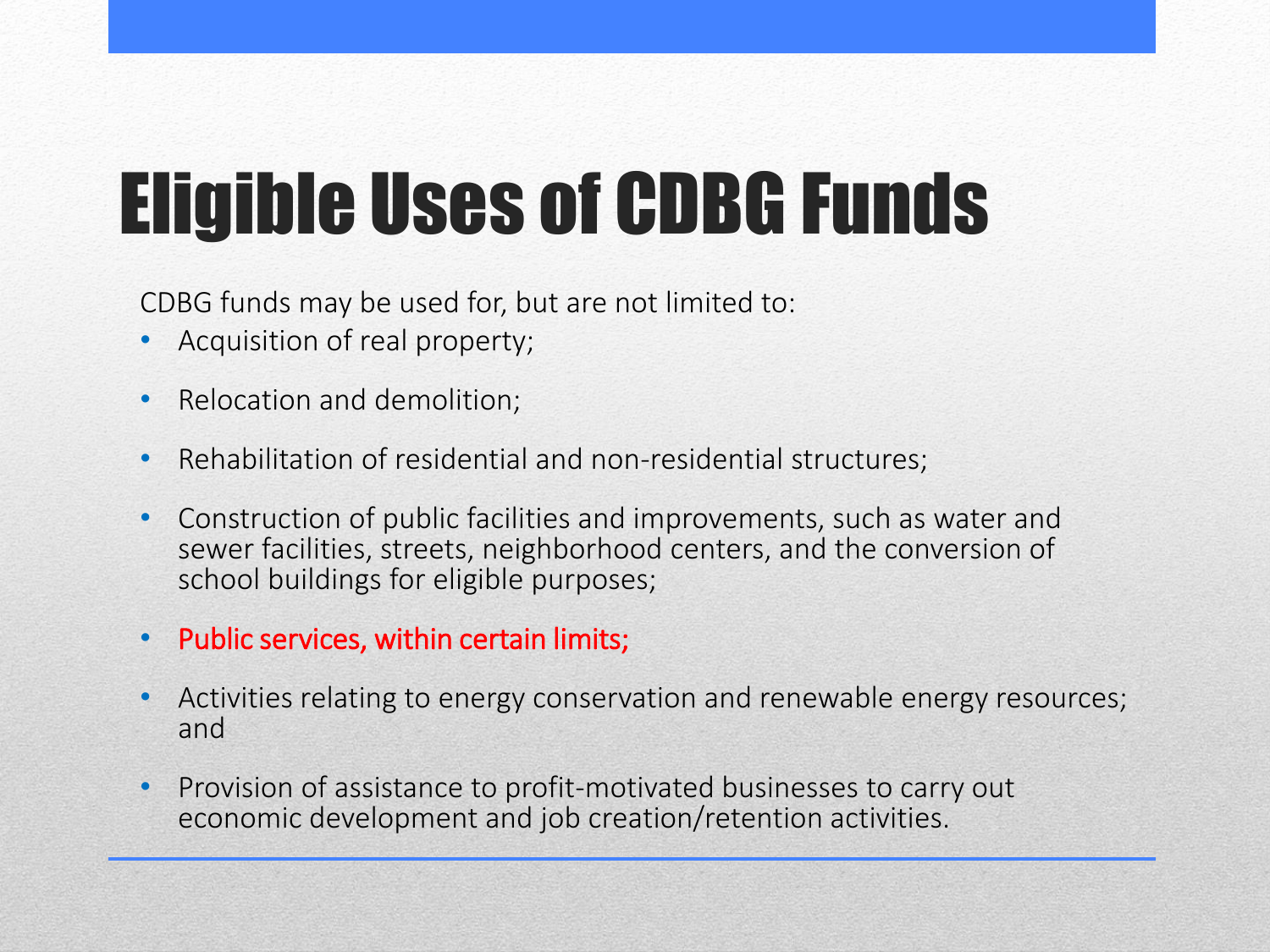# Eligible Uses of CDBG Funds

CDBG funds may be used for, but are not limited to:

- Acquisition of real property;
- Relocation and demolition;
- Rehabilitation of residential and non-residential structures;
- Construction of public facilities and improvements, such as water and sewer facilities, streets, neighborhood centers, and the conversion of school buildings for eligible purposes;
- Public services, within certain limits;
- Activities relating to energy conservation and renewable energy resources; and
- Provision of assistance to profit-motivated businesses to carry out economic development and job creation/retention activities.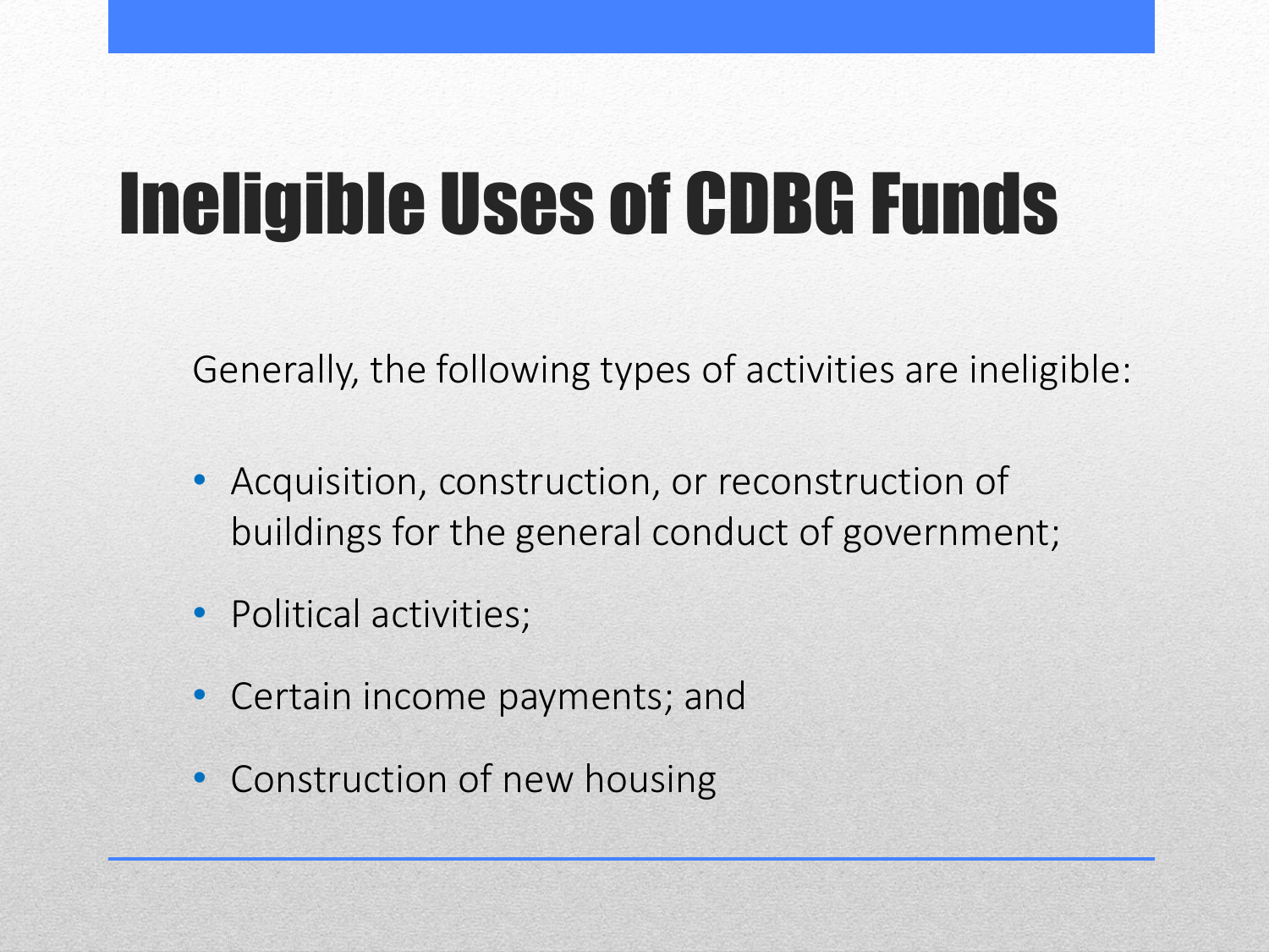# Ineligible Uses of CDBG Funds

Generally, the following types of activities are ineligible:

- Acquisition, construction, or reconstruction of buildings for the general conduct of government;
- Political activities;
- Certain income payments; and
- Construction of new housing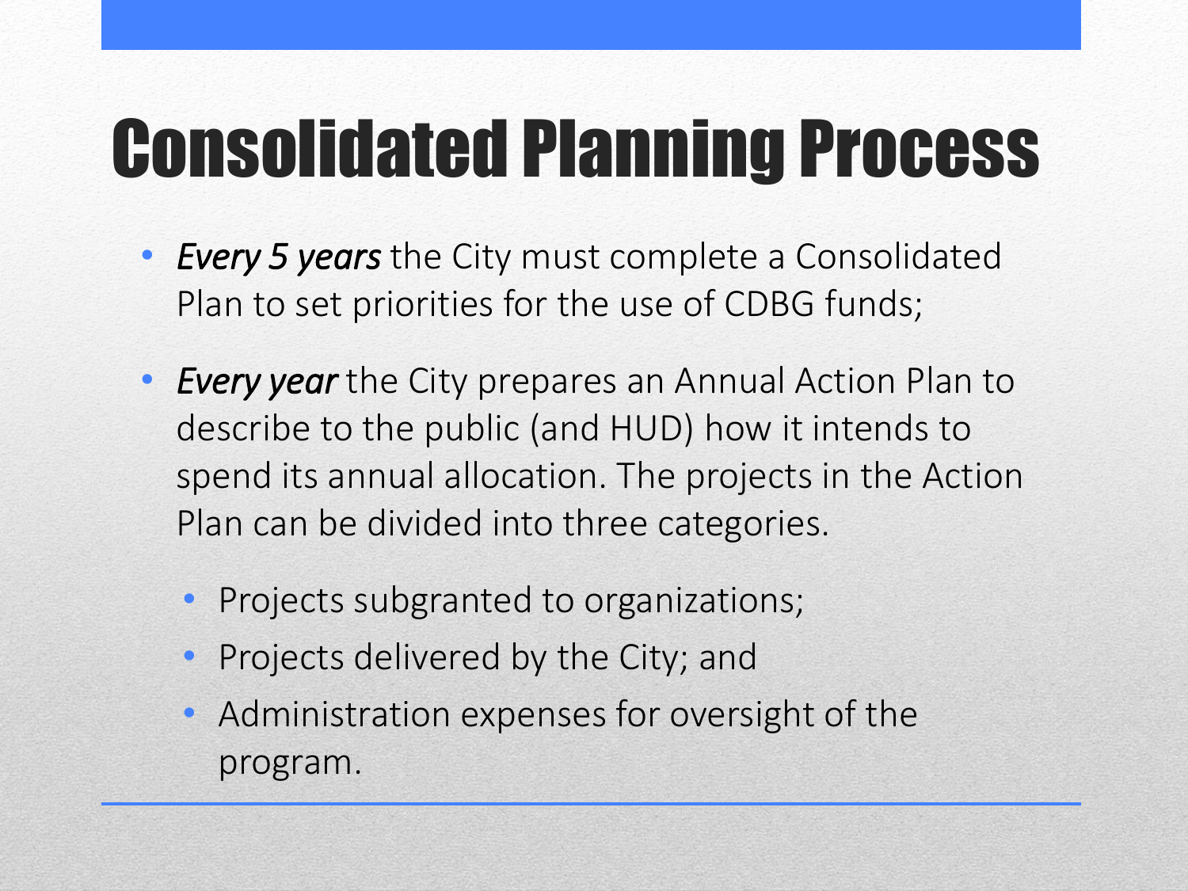# Consolidated Planning Process

- *Every 5 years* the City must complete a Consolidated Plan to set priorities for the use of CDBG funds;
- *Every year* the City prepares an Annual Action Plan to describe to the public (and HUD) how it intends to spend its annual allocation. The projects in the Action Plan can be divided into three categories.
  - Projects subgranted to organizations;
  - Projects delivered by the City; and
  - Administration expenses for oversight of the program.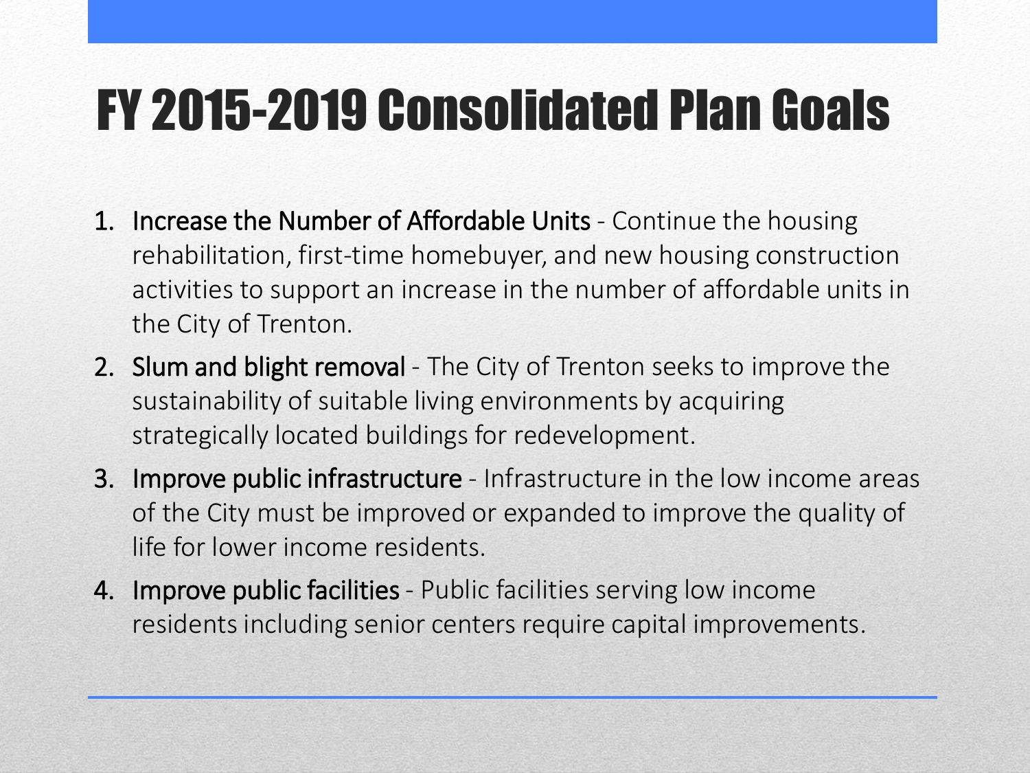# FY 2015-2019 Consolidated Plan Goals

1. Increase the Number of Affordable Units - Continue the housing rehabilitation, first-time homebuyer, and new housing construction activities to support an increase in the number of affordable units in the City of Trenton.
2. Slum and blight removal - The City of Trenton seeks to improve the sustainability of suitable living environments by acquiring strategically located buildings for redevelopment.
3. Improve public infrastructure - Infrastructure in the low income areas of the City must be improved or expanded to improve the quality of life for lower income residents.
4. Improve public facilities - Public facilities serving low income residents including senior centers require capital improvements.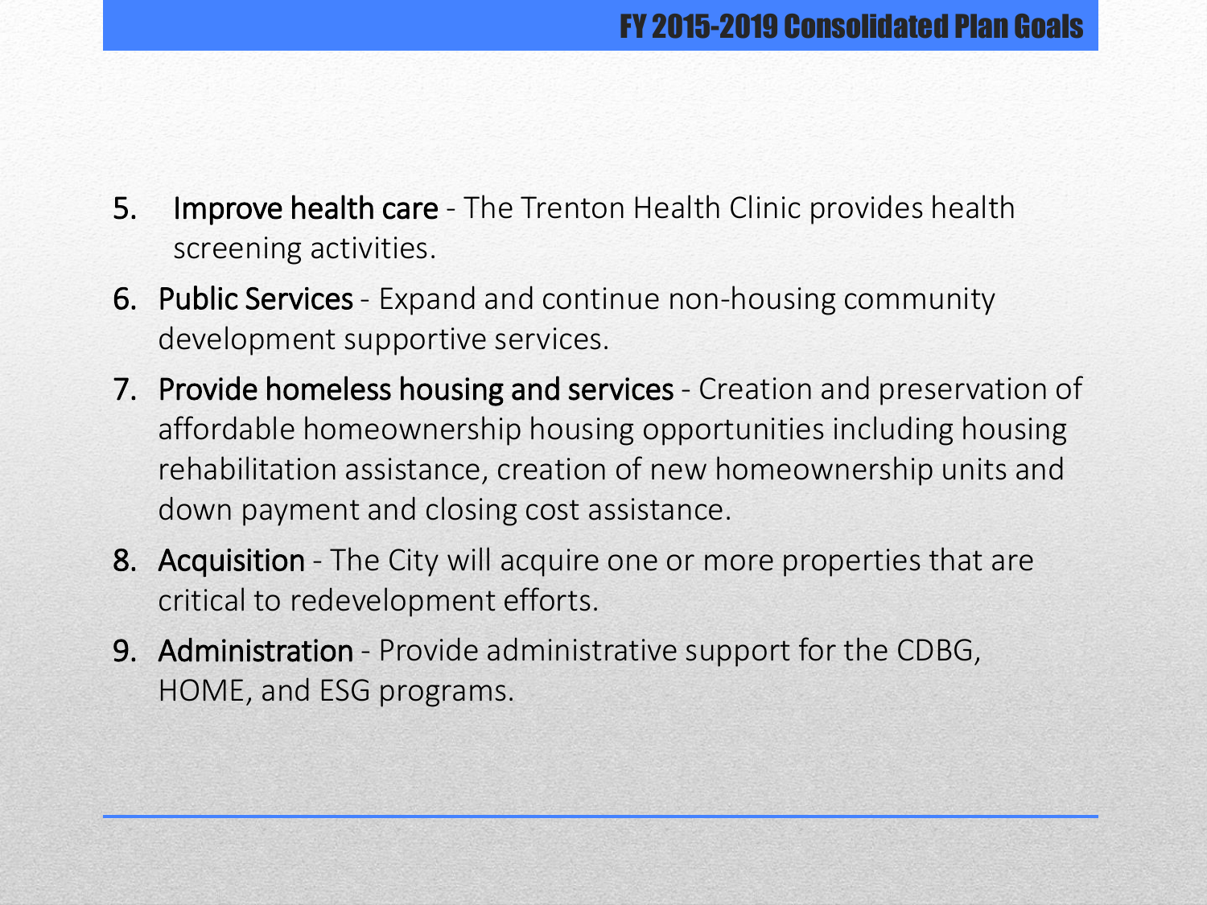# FY 2015-2019 Consolidated Plan Goals

5. Improve health care - The Trenton Health Clinic provides health screening activities.
6. Public Services - Expand and continue non-housing community development supportive services.
7. Provide homeless housing and services - Creation and preservation of affordable homeownership housing opportunities including housing rehabilitation assistance, creation of new homeownership units and down payment and closing cost assistance.
8. Acquisition - The City will acquire one or more properties that are critical to redevelopment efforts.
9. Administration - Provide administrative support for the CDBG, HOME, and ESG programs.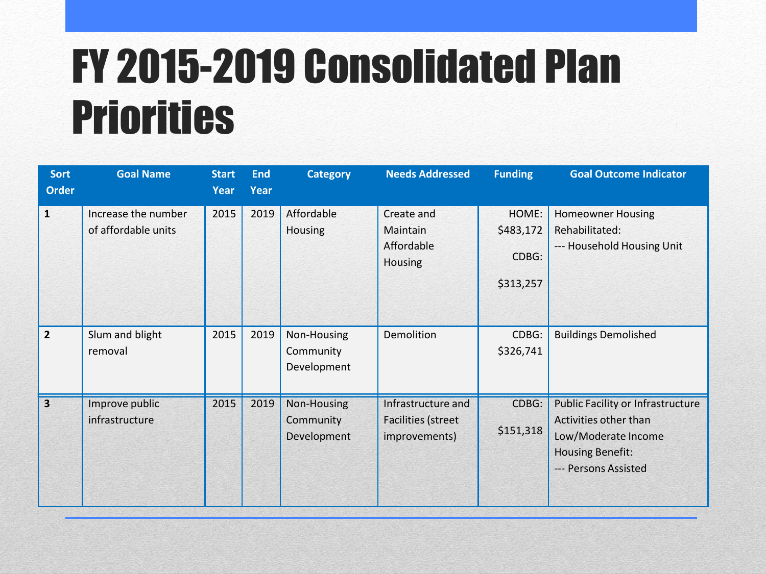# FY 2015-2019 Consolidated Plan Priorities

| Sort Order | Goal Name | Start Year | End Year | Category | Needs Addressed | Funding | Goal Outcome Indicator |
|---|---|---|---|---|---|---|---|
| 1 | Increase the number of affordable units | 2015 | 2019 | Affordable Housing | Create and Maintain Affordable Housing | HOME: $483,172<br>CDBG: $313,257 | Homeowner Housing Rehabilitated:<br>--- Household Housing Unit |
| 2 | Slum and blight removal | 2015 | 2019 | Non-Housing Community Development | Demolition | CDBG: $326,741 | Buildings Demolished |
| 3 | Improve public infrastructure | 2015 | 2019 | Non-Housing Community Development | Infrastructure and Facilities (street improvements) | CDBG: $151,318 | Public Facility or Infrastructure Activities other than Low/Moderate Income Housing Benefit:<br>--- Persons Assisted |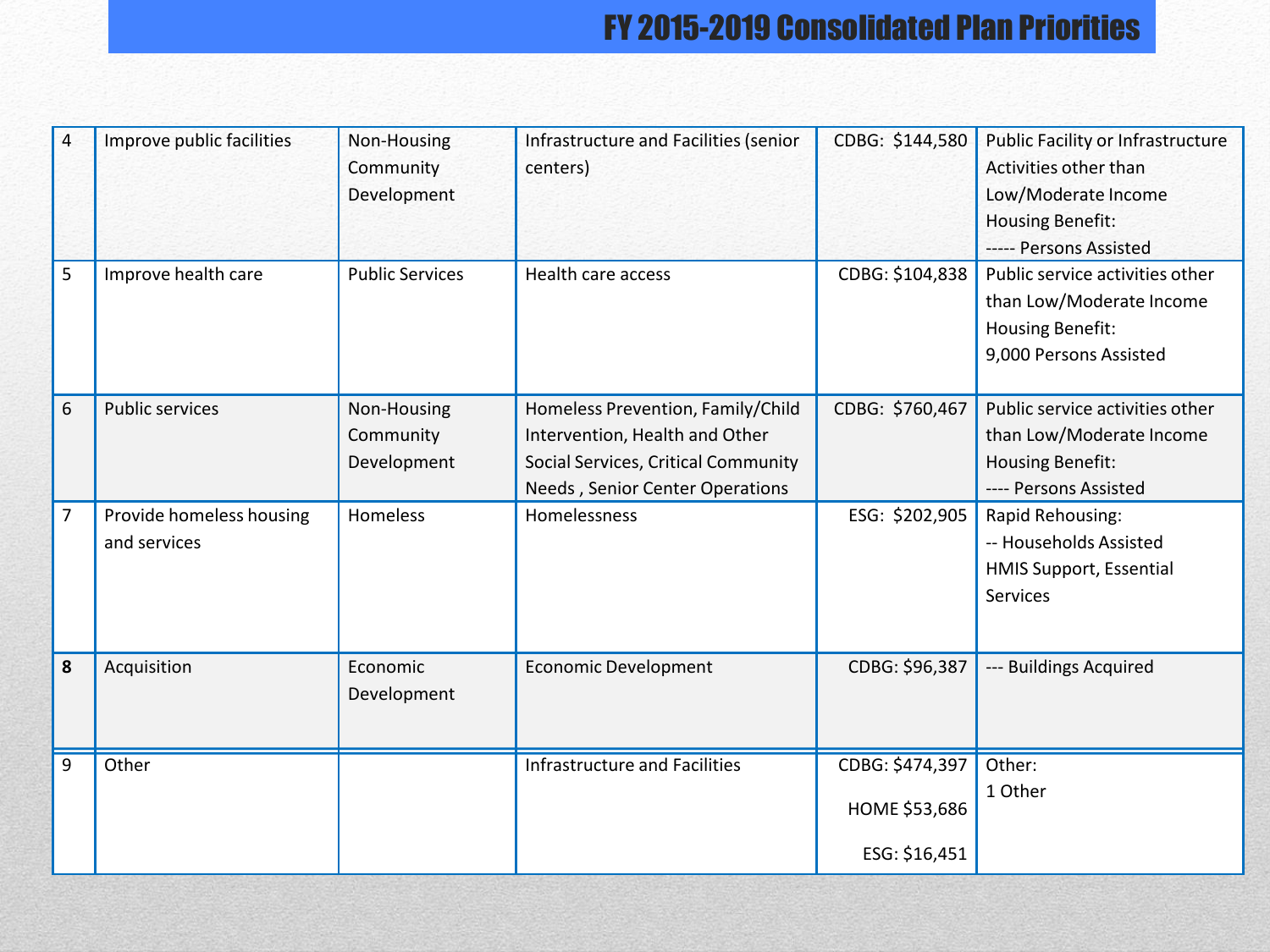# FY 2015-2019 Consolidated Plan Priorities

| | | | | | |
|---|---|---|---|---|---|
| 4 | Improve public facilities | Non-Housing Community Development | Infrastructure and Facilities (senior centers) | CDBG: $144,580 | Public Facility or Infrastructure Activities other than Low/Moderate Income Housing Benefit:<br>----- Persons Assisted |
| 5 | Improve health care | Public Services | Health care access | CDBG: $104,838 | Public service activities other than Low/Moderate Income Housing Benefit:<br>9,000 Persons Assisted |
| 6 | Public services | Non-Housing Community Development | Homeless Prevention, Family/Child Intervention, Health and Other Social Services, Critical Community Needs , Senior Center Operations | CDBG: $760,467 | Public service activities other than Low/Moderate Income Housing Benefit:<br>---- Persons Assisted |
| 7 | Provide homeless housing and services | Homeless | Homelessness | ESG: $202,905 | Rapid Rehousing:<br>-- Households Assisted<br>HMIS Support, Essential Services |
| **8** | Acquisition | Economic Development | Economic Development | CDBG: $96,387 | --- Buildings Acquired |
| 9 | Other | | Infrastructure and Facilities | CDBG: $474,397<br>HOME $53,686<br>ESG: $16,451 | Other:<br>1 Other |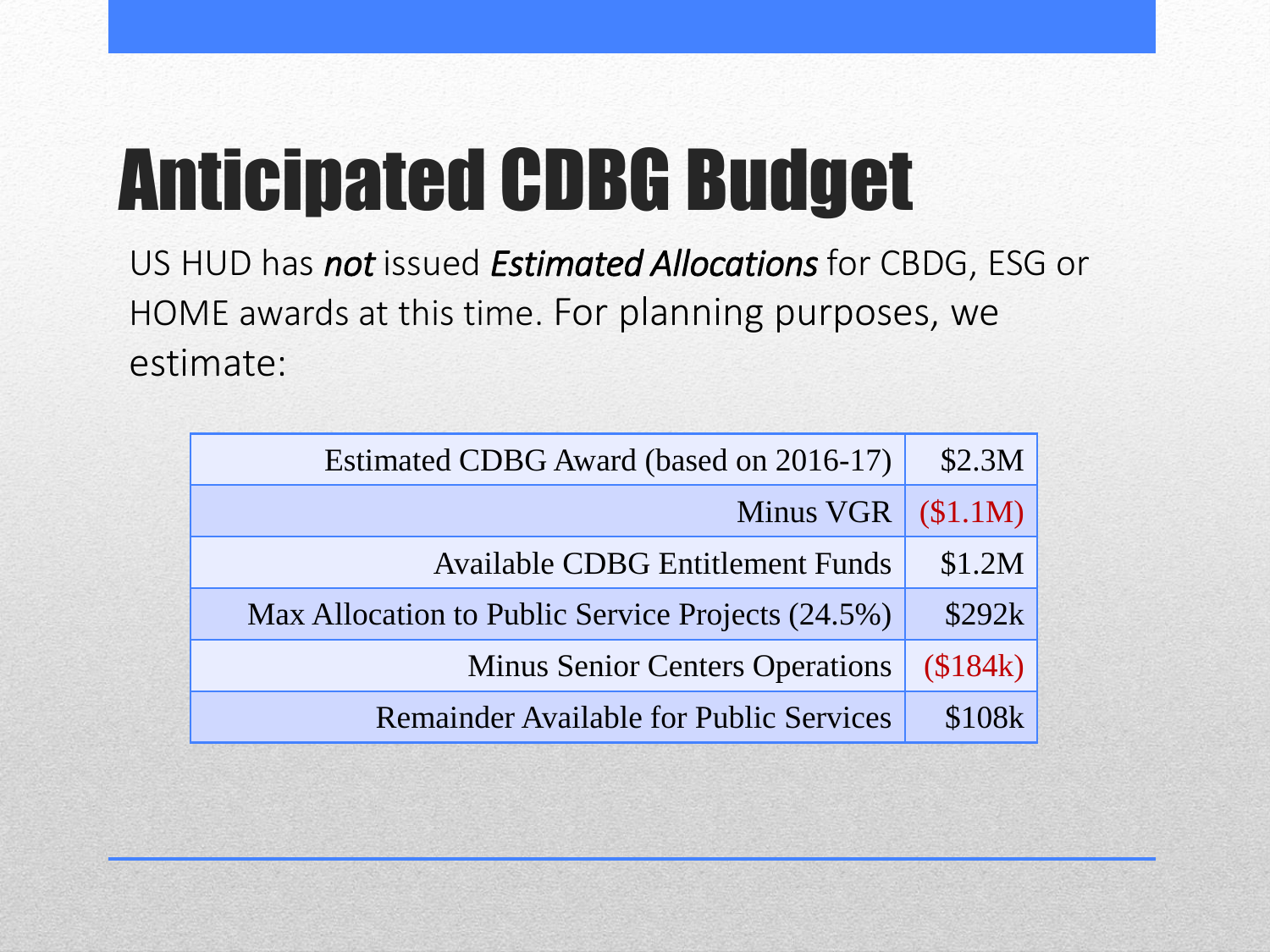# Anticipated CDBG Budget

US HUD has ***not*** issued ***Estimated Allocations*** for CBDG, ESG or HOME awards at this time. For planning purposes, we estimate:

| | |
|---|---|
| Estimated CDBG Award (based on 2016-17) | $2.3M |
| Minus VGR | ($1.1M) |
| Available CDBG Entitlement Funds | $1.2M |
| Max Allocation to Public Service Projects (24.5%) | $292k |
| Minus Senior Centers Operations | ($184k) |
| Remainder Available for Public Services | $108k |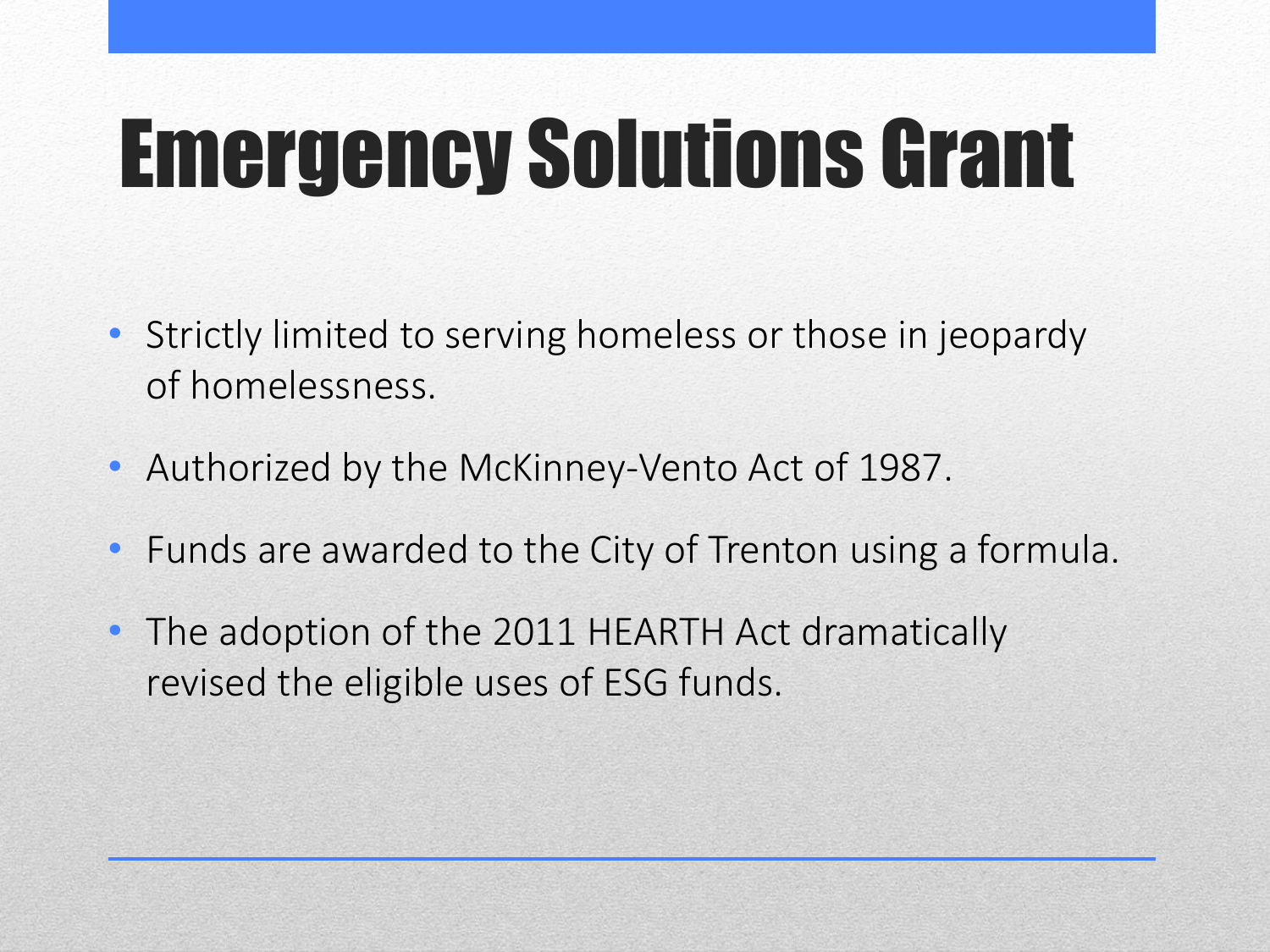# Emergency Solutions Grant

- Strictly limited to serving homeless or those in jeopardy of homelessness.
- Authorized by the McKinney-Vento Act of 1987.
- Funds are awarded to the City of Trenton using a formula.
- The adoption of the 2011 HEARTH Act dramatically revised the eligible uses of ESG funds.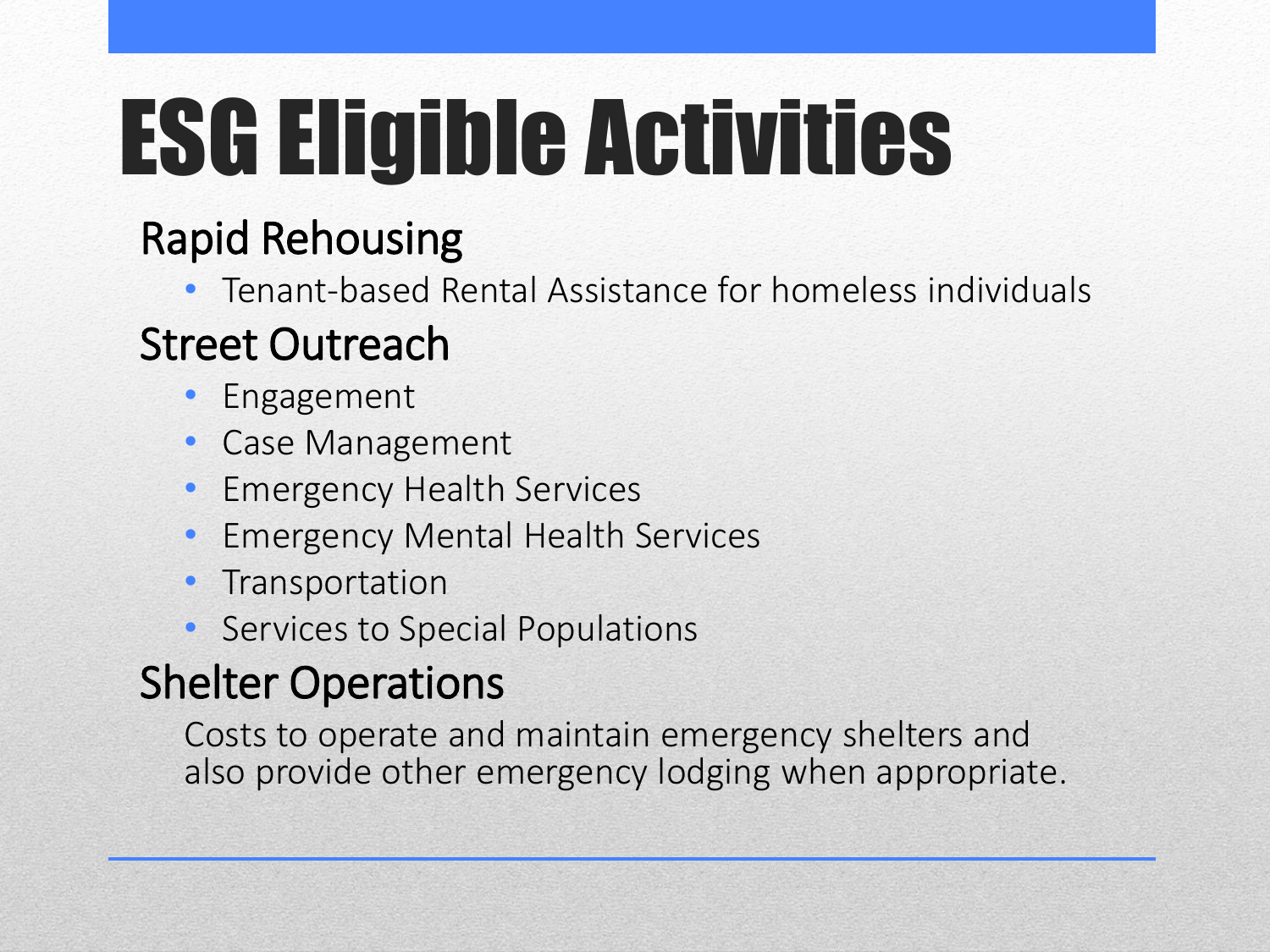# ESG Eligible Activities

## Rapid Rehousing

- Tenant-based Rental Assistance for homeless individuals

## Street Outreach

- Engagement
- Case Management
- Emergency Health Services
- Emergency Mental Health Services
- Transportation
- Services to Special Populations

## Shelter Operations

Costs to operate and maintain emergency shelters and also provide other emergency lodging when appropriate.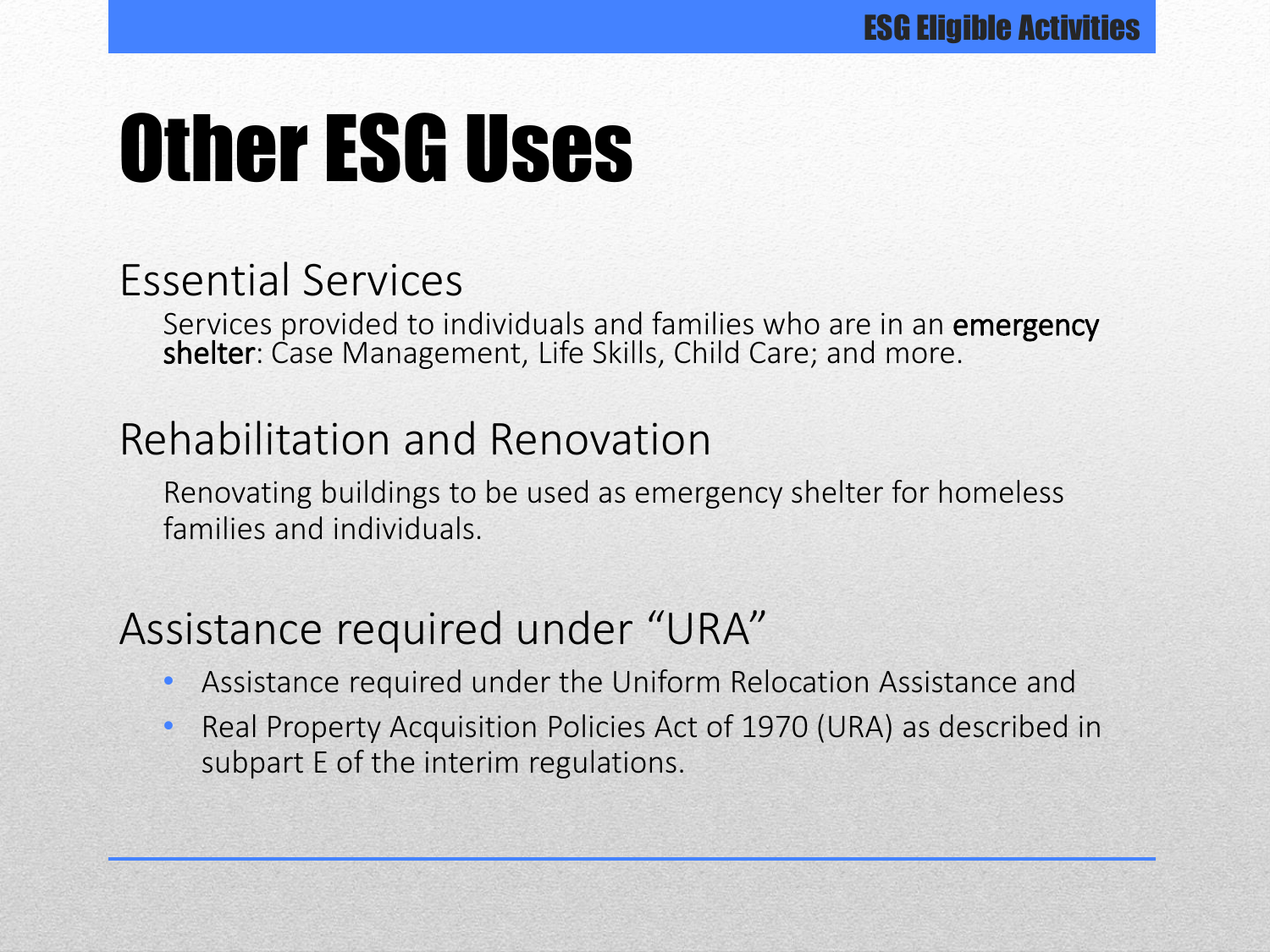# Other ESG Uses

## Essential Services

Services provided to individuals and families who are in an **emergency shelter**: Case Management, Life Skills, Child Care; and more.

## Rehabilitation and Renovation

Renovating buildings to be used as emergency shelter for homeless families and individuals.

## Assistance required under "URA"

- Assistance required under the Uniform Relocation Assistance and
- Real Property Acquisition Policies Act of 1970 (URA) as described in subpart E of the interim regulations.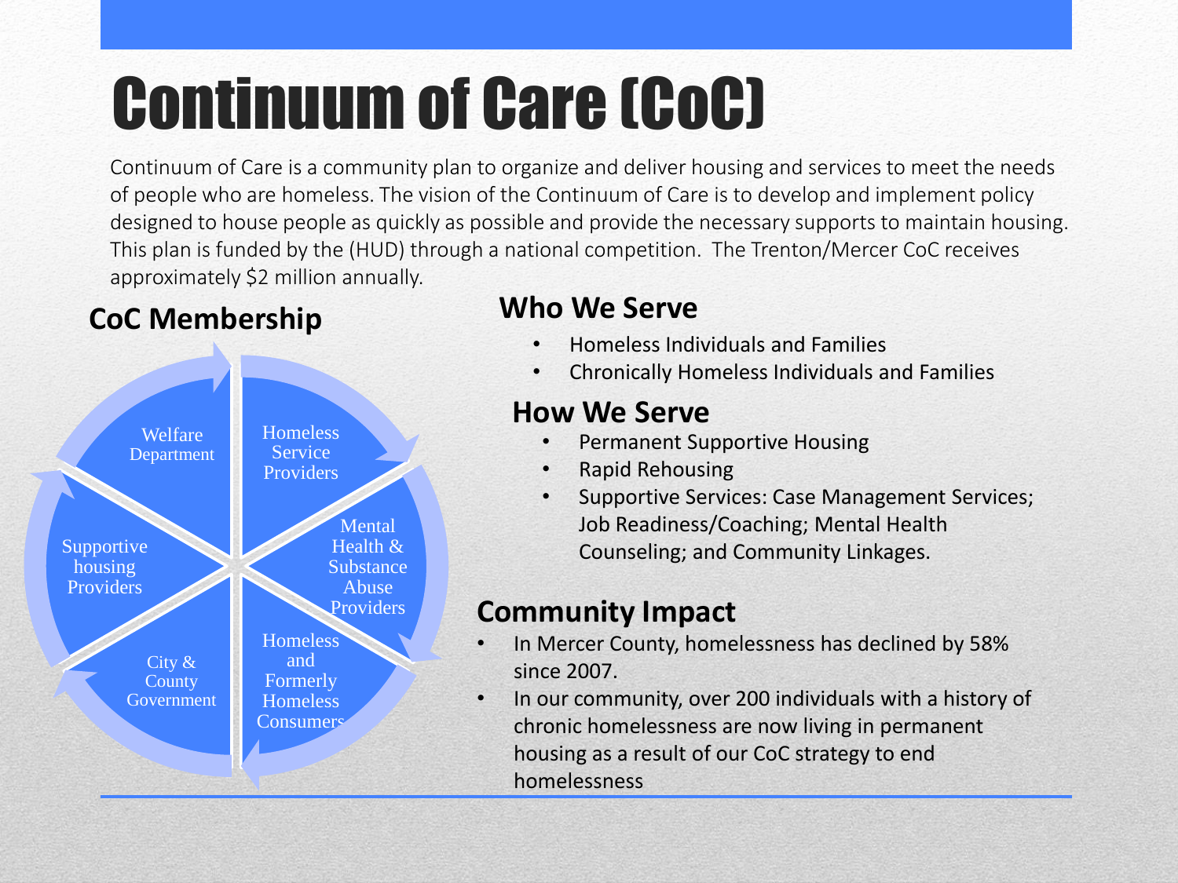# Continuum of Care (CoC)

Continuum of Care is a community plan to organize and deliver housing and services to meet the needs of people who are homeless. The vision of the Continuum of Care is to develop and implement policy designed to house people as quickly as possible and provide the necessary supports to maintain housing. This plan is funded by the (HUD) through a national competition. The Trenton/Mercer CoC receives approximately $2 million annually.

## CoC Membership

- Welfare Department
- Homeless Service Providers
- Mental Health & Substance Abuse Providers
- Homeless and Formerly Homeless Consumers
- City & County Government
- Supportive housing Providers

## Who We Serve

- Homeless Individuals and Families
- Chronically Homeless Individuals and Families

## How We Serve

- Permanent Supportive Housing
- Rapid Rehousing
- Supportive Services: Case Management Services; Job Readiness/Coaching; Mental Health Counseling; and Community Linkages.

## Community Impact

- In Mercer County, homelessness has declined by 58% since 2007.
- In our community, over 200 individuals with a history of chronic homelessness are now living in permanent housing as a result of our CoC strategy to end homelessness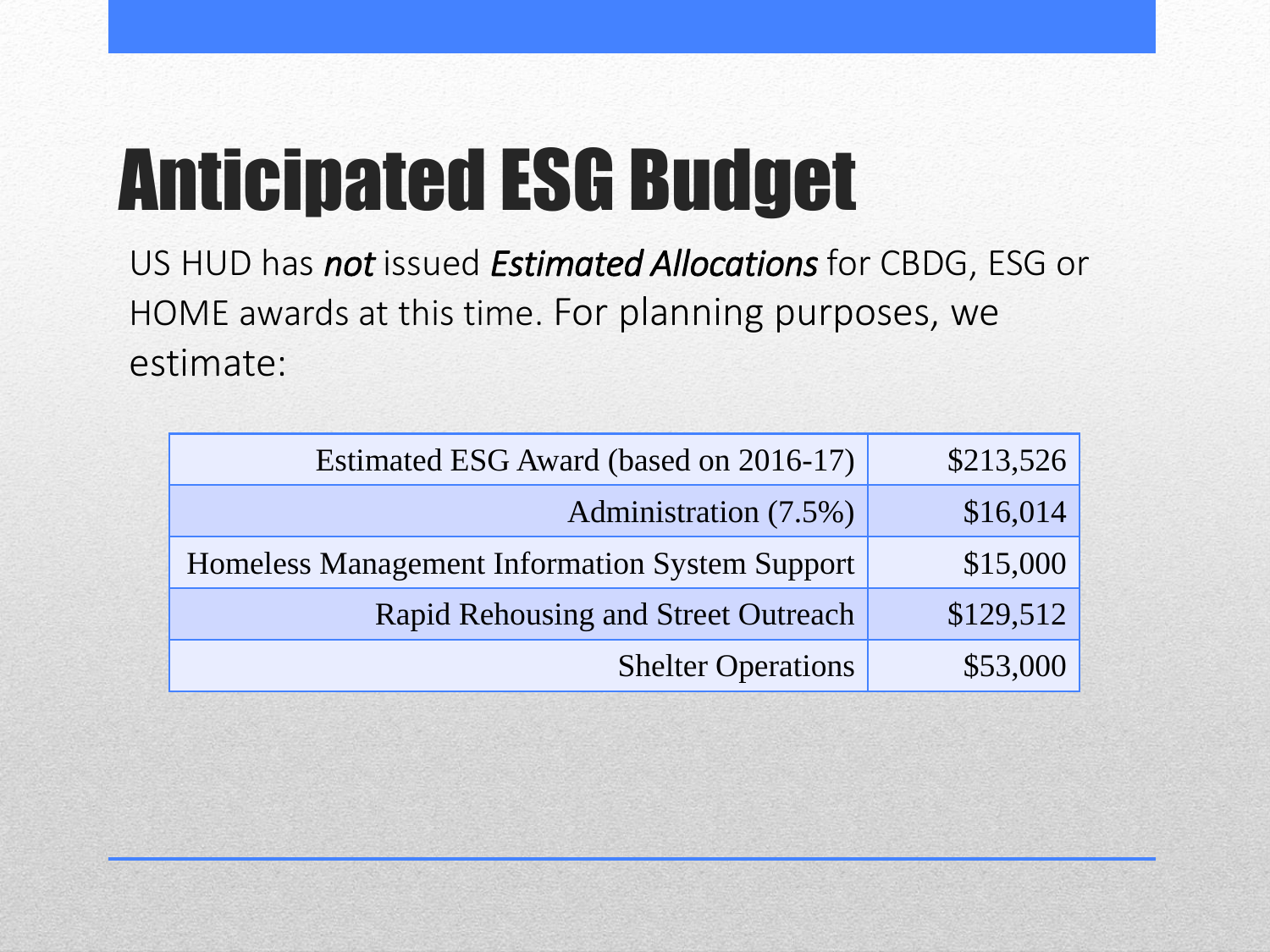# Anticipated ESG Budget

US HUD has ***not*** issued ***Estimated Allocations*** for CBDG, ESG or HOME awards at this time. For planning purposes, we estimate:

| | |
|---|---|
| Estimated ESG Award (based on 2016-17) | $213,526 |
| Administration (7.5%) | $16,014 |
| Homeless Management Information System Support | $15,000 |
| Rapid Rehousing and Street Outreach | $129,512 |
| Shelter Operations | $53,000 |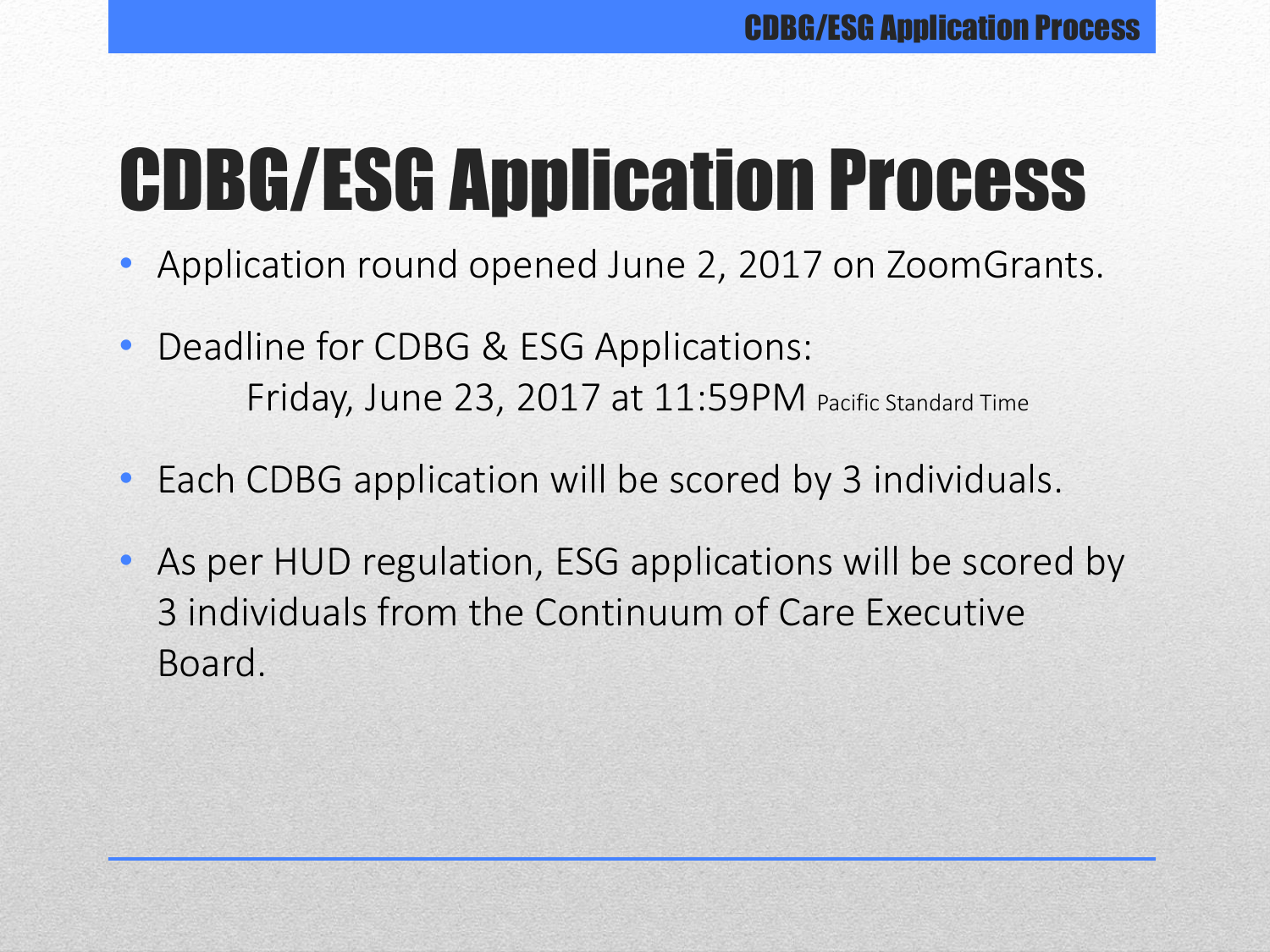# CDBG/ESG Application Process

- Application round opened June 2, 2017 on ZoomGrants.
- Deadline for CDBG & ESG Applications:
  Friday, June 23, 2017 at 11:59PM Pacific Standard Time
- Each CDBG application will be scored by 3 individuals.
- As per HUD regulation, ESG applications will be scored by 3 individuals from the Continuum of Care Executive Board.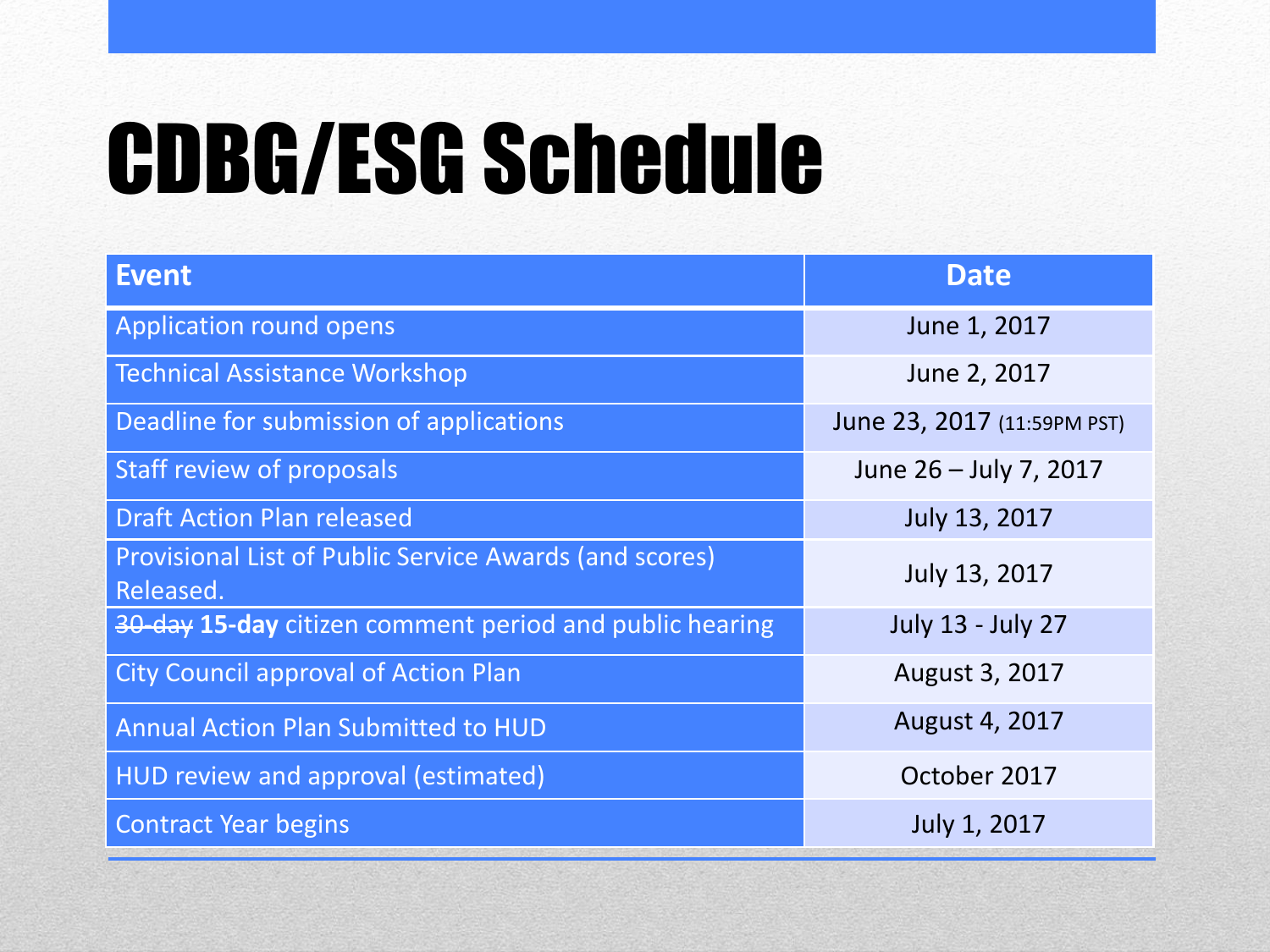# CDBG/ESG Schedule

| Event | Date |
|---|---|
| Application round opens | June 1, 2017 |
| Technical Assistance Workshop | June 2, 2017 |
| Deadline for submission of applications | June 23, 2017 (11:59PM PST) |
| Staff review of proposals | June 26 – July 7, 2017 |
| Draft Action Plan released | July 13, 2017 |
| Provisional List of Public Service Awards (and scores) Released. | July 13, 2017 |
| ~~30-day~~ **15-day** citizen comment period and public hearing | July 13 - July 27 |
| City Council approval of Action Plan | August 3, 2017 |
| Annual Action Plan Submitted to HUD | August 4, 2017 |
| HUD review and approval (estimated) | October 2017 |
| Contract Year begins | July 1, 2017 |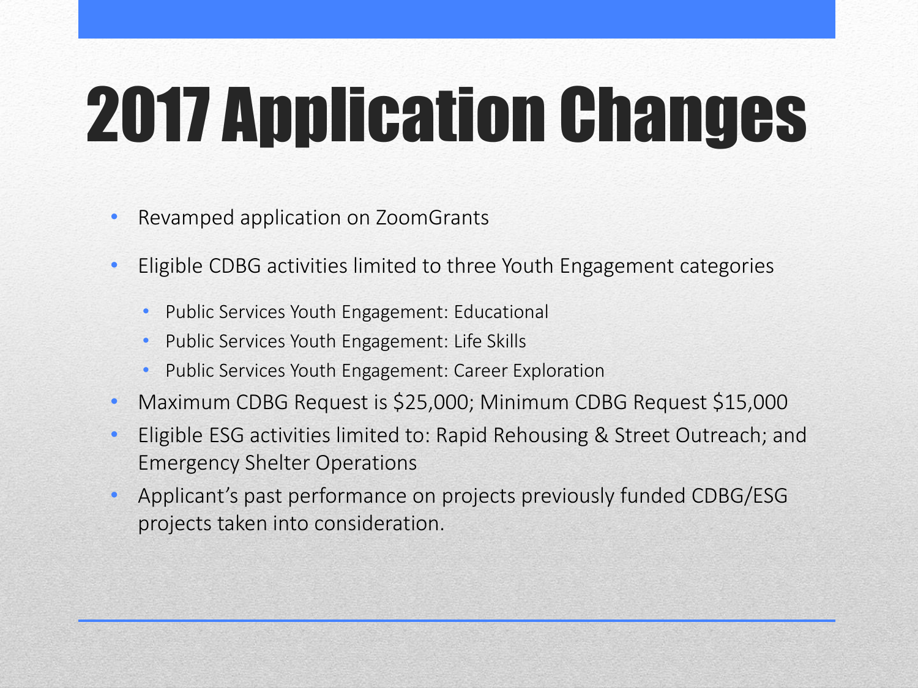# 2017 Application Changes

- Revamped application on ZoomGrants
- Eligible CDBG activities limited to three Youth Engagement categories
  - Public Services Youth Engagement: Educational
  - Public Services Youth Engagement: Life Skills
  - Public Services Youth Engagement: Career Exploration
- Maximum CDBG Request is $25,000; Minimum CDBG Request $15,000
- Eligible ESG activities limited to: Rapid Rehousing & Street Outreach; and Emergency Shelter Operations
- Applicant's past performance on projects previously funded CDBG/ESG projects taken into consideration.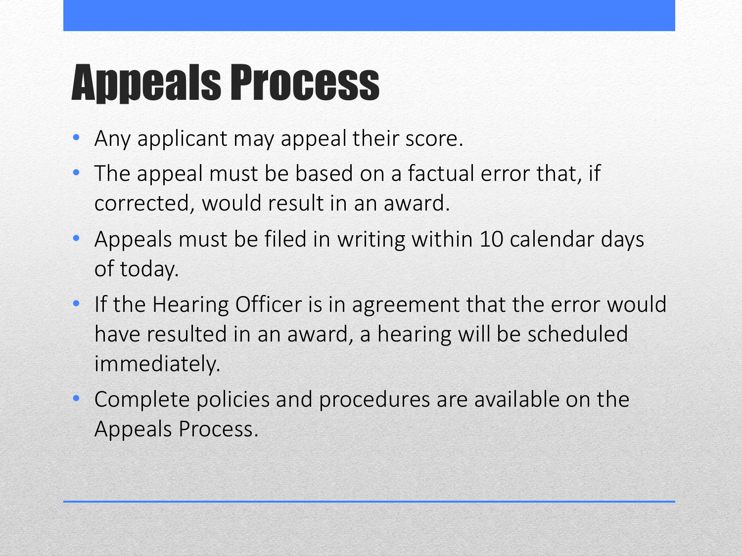# Appeals Process

- Any applicant may appeal their score.
- The appeal must be based on a factual error that, if corrected, would result in an award.
- Appeals must be filed in writing within 10 calendar days of today.
- If the Hearing Officer is in agreement that the error would have resulted in an award, a hearing will be scheduled immediately.
- Complete policies and procedures are available on the Appeals Process.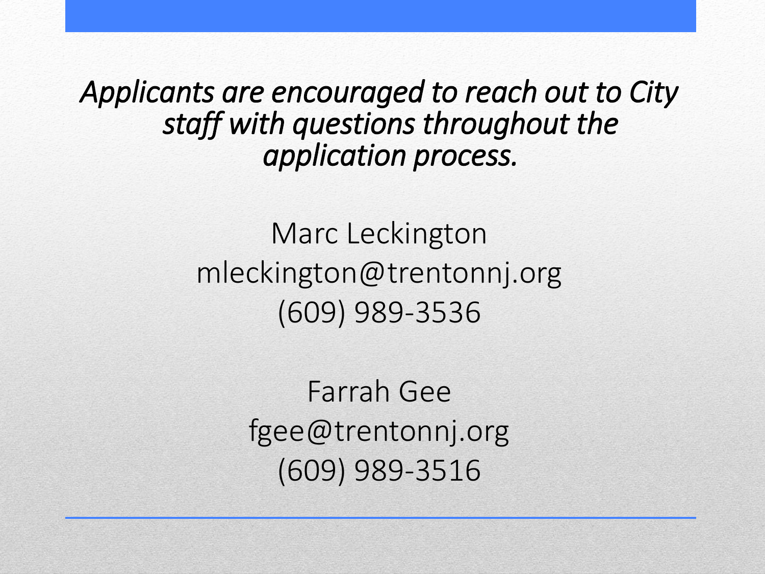*Applicants are encouraged to reach out to City staff with questions throughout the application process.*

Marc Leckington
mleckington@trentonnj.org
(609) 989-3536

Farrah Gee
fgee@trentonnj.org
(609) 989-3516